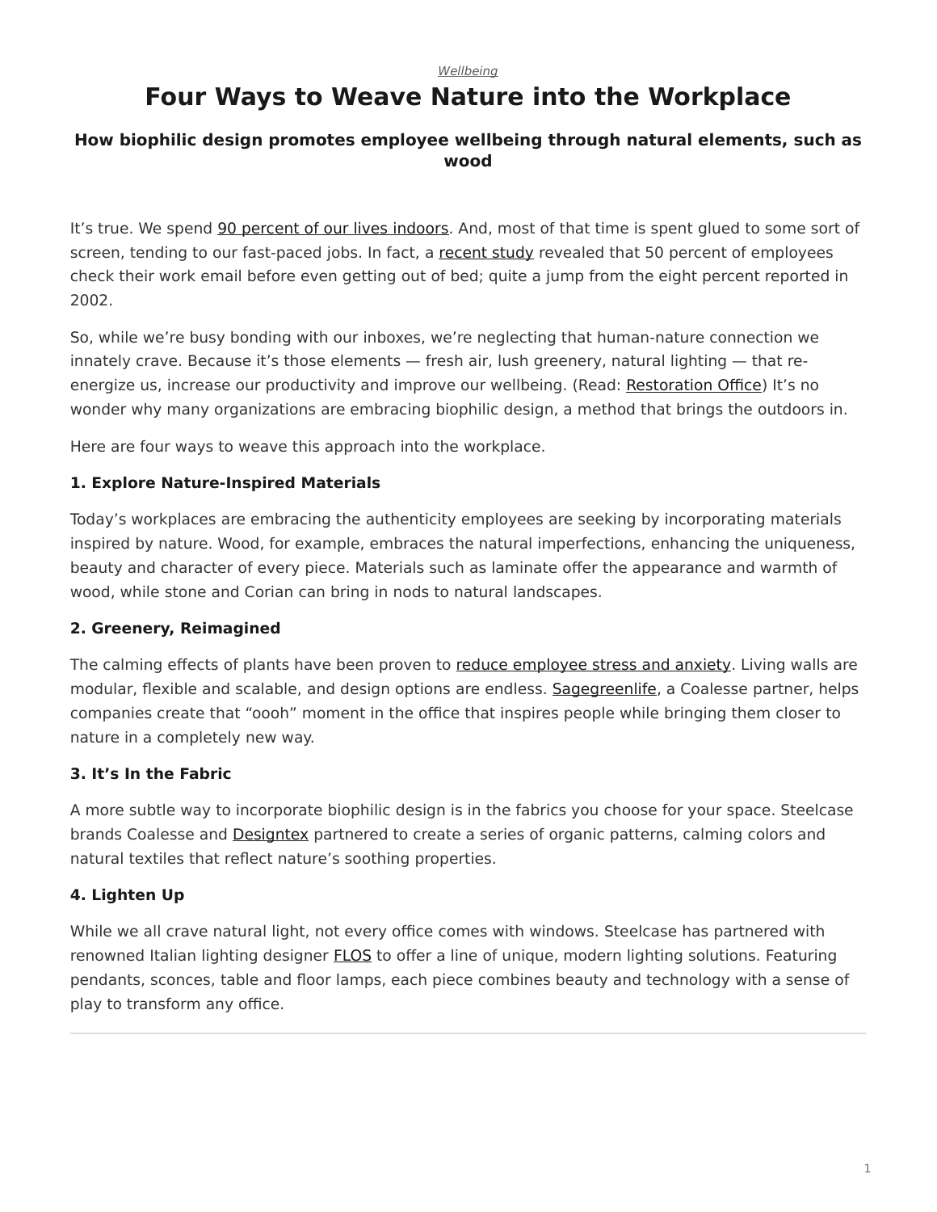*Wellbeing*

# Four Ways to Weave Nature into the Workplace

### How biophilic design promotes employee wellbeing through natural elements, such as wood

It's true. We spend 90 percent of our lives indoors. And, most of that time is spent glued to some sort of screen, tending to our fast-paced jobs. In fact, a recent study revealed that 50 percent of employees check their work email before even getting out of bed; quite a jump from the eight percent reported in 2002.

So, while we're busy bonding with our inboxes, we're neglecting that human-nature connection we innately crave. Because it's those elements — fresh air, lush greenery, natural lighting — that re-energize us, increase our productivity and improve our wellbeing. (Read: Restoration Office) It's no wonder why many organizations are embracing biophilic design, a method that brings the outdoors in.

Here are four ways to weave this approach into the workplace.

**1. Explore Nature-Inspired Materials**

Today's workplaces are embracing the authenticity employees are seeking by incorporating materials inspired by nature. Wood, for example, embraces the natural imperfections, enhancing the uniqueness, beauty and character of every piece. Materials such as laminate offer the appearance and warmth of wood, while stone and Corian can bring in nods to natural landscapes.

**2. Greenery, Reimagined**

The calming effects of plants have been proven to reduce employee stress and anxiety. Living walls are modular, flexible and scalable, and design options are endless. Sagegreenlife, a Coalesse partner, helps companies create that "oooh" moment in the office that inspires people while bringing them closer to nature in a completely new way.

**3. It's In the Fabric**

A more subtle way to incorporate biophilic design is in the fabrics you choose for your space. Steelcase brands Coalesse and Designtex partnered to create a series of organic patterns, calming colors and natural textiles that reflect nature's soothing properties.

**4. Lighten Up**

While we all crave natural light, not every office comes with windows. Steelcase has partnered with renowned Italian lighting designer FLOS to offer a line of unique, modern lighting solutions. Featuring pendants, sconces, table and floor lamps, each piece combines beauty and technology with a sense of play to transform any office.

---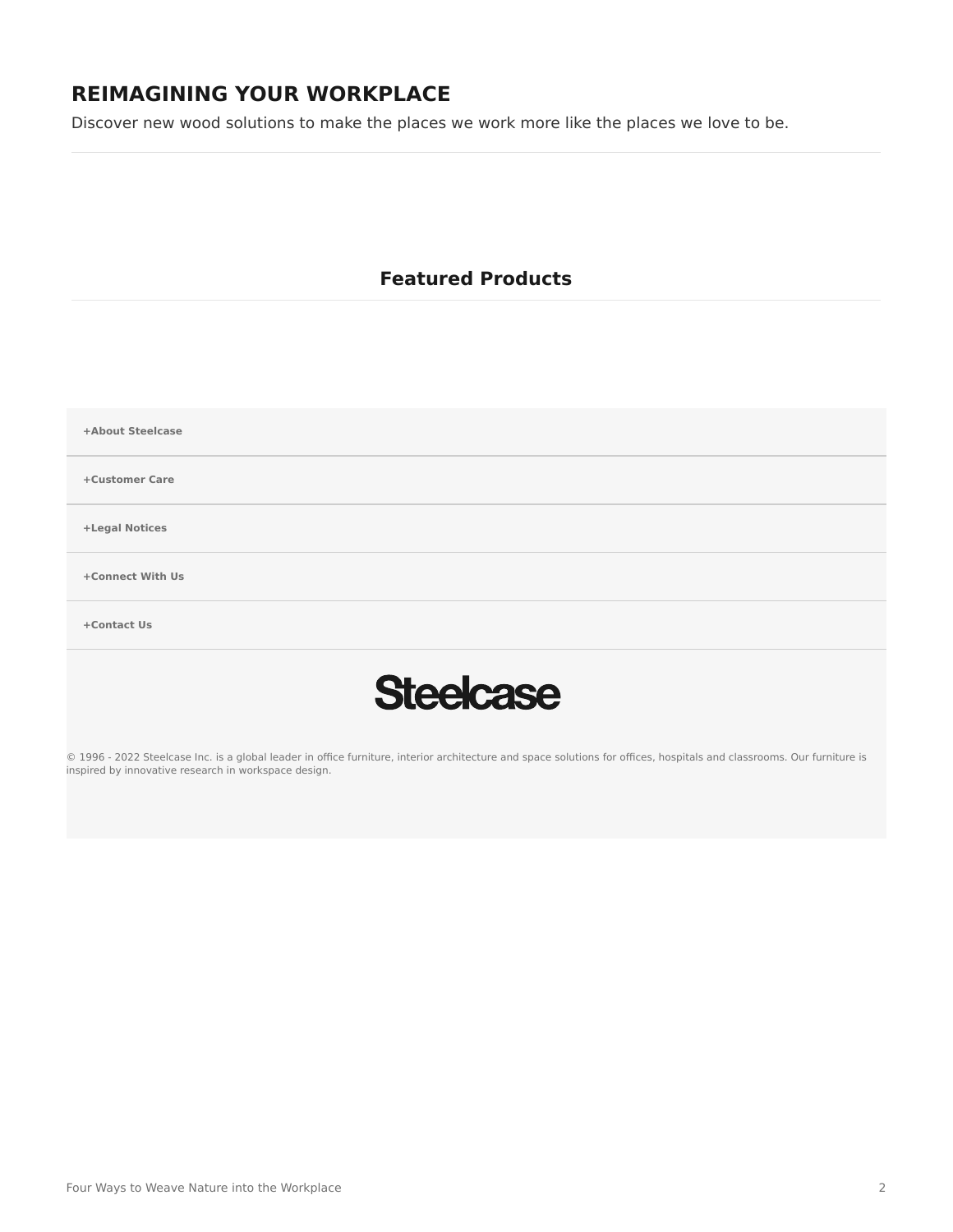## REIMAGINING YOUR WORKPLACE

Discover new wood solutions to make the places we work more like the places we love to be.

## Featured Products

**+About Steelcase**

**+Customer Care**

**+Legal Notices**

**+Connect With Us**

**+Contact Us**

Steelcase

© 1996 - 2022 Steelcase Inc. is a global leader in office furniture, interior architecture and space solutions for offices, hospitals and classrooms. Our furniture is inspired by innovative research in workspace design.